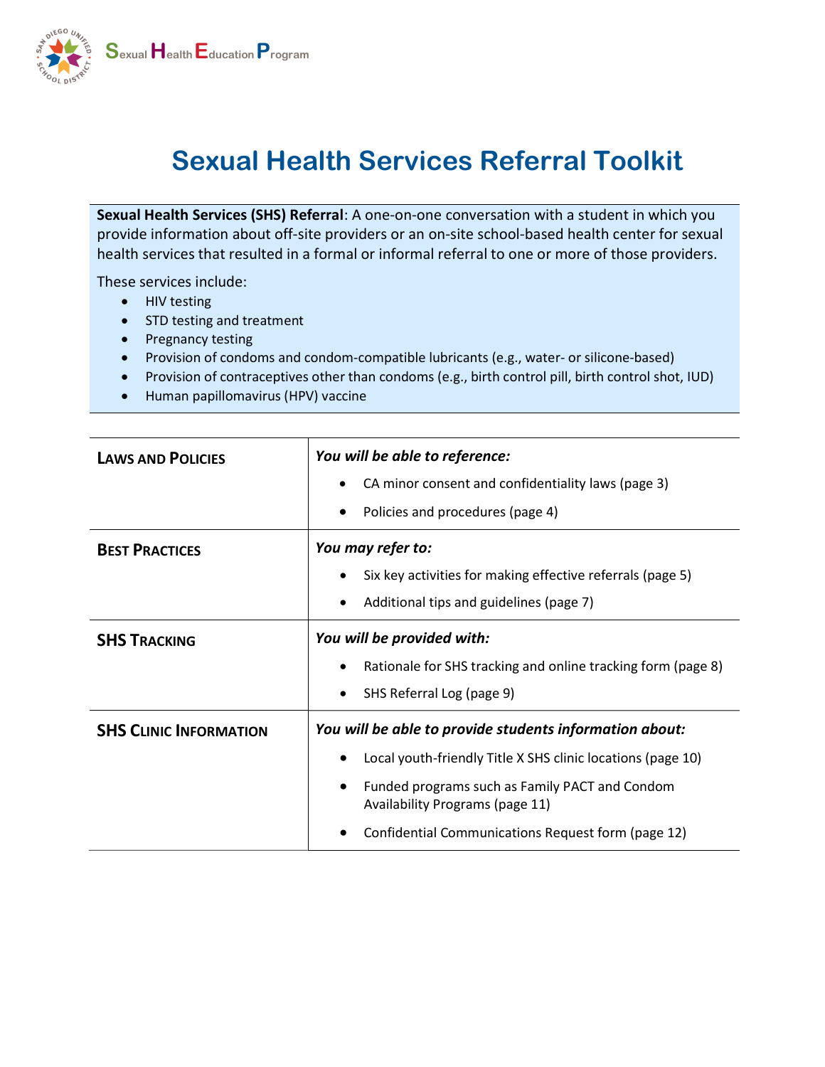Sexual Health Education Program

# Sexual Health Services Referral Toolkit

**Sexual Health Services (SHS) Referral**: A one-on-one conversation with a student in which you provide information about off-site providers or an on-site school-based health center for sexual health services that resulted in a formal or informal referral to one or more of those providers.

These services include:

- HIV testing
- STD testing and treatment
- Pregnancy testing
- Provision of condoms and condom-compatible lubricants (e.g., water- or silicone-based)
- Provision of contraceptives other than condoms (e.g., birth control pill, birth control shot, IUD)
- Human papillomavirus (HPV) vaccine

| | |
|---|---|
| **Laws and Policies** | ***You will be able to reference:***<br>• CA minor consent and confidentiality laws (page 3)<br>• Policies and procedures (page 4) |
| **Best Practices** | ***You may refer to:***<br>• Six key activities for making effective referrals (page 5)<br>• Additional tips and guidelines (page 7) |
| **SHS Tracking** | ***You will be provided with:***<br>• Rationale for SHS tracking and online tracking form (page 8)<br>• SHS Referral Log (page 9) |
| **SHS Clinic Information** | ***You will be able to provide students information about:***<br>• Local youth-friendly Title X SHS clinic locations (page 10)<br>• Funded programs such as Family PACT and Condom Availability Programs (page 11)<br>• Confidential Communications Request form (page 12) |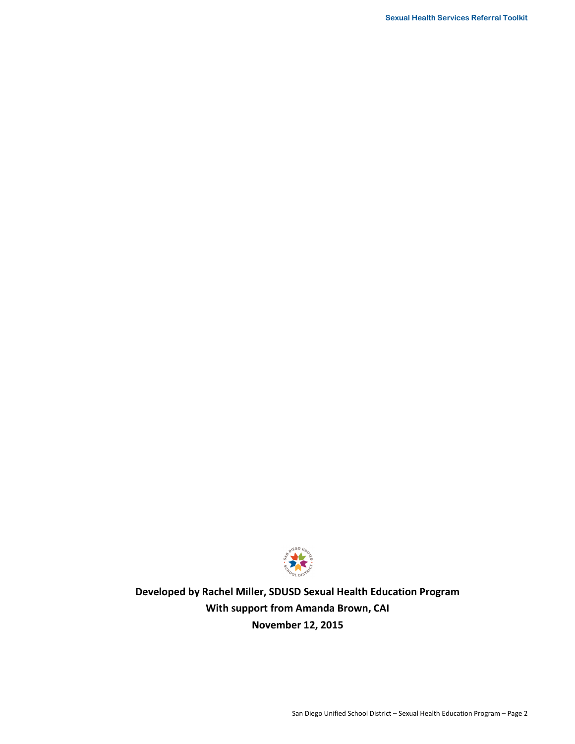**Developed by Rachel Miller, SDUSD Sexual Health Education Program**

**With support from Amanda Brown, CAI**

**November 12, 2015**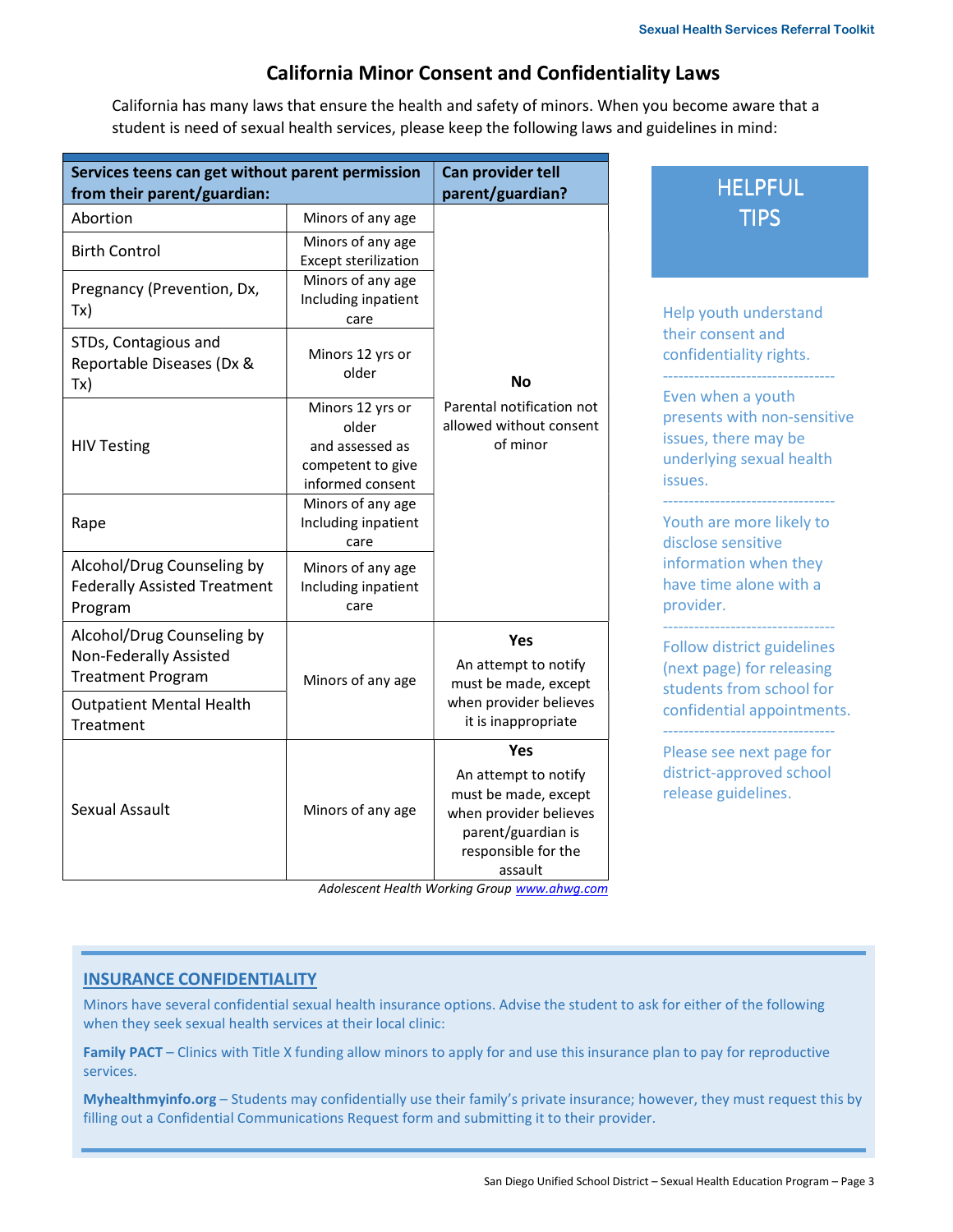# California Minor Consent and Confidentiality Laws

California has many laws that ensure the health and safety of minors. When you become aware that a student is need of sexual health services, please keep the following laws and guidelines in mind:

| Services teens can get without parent permission from their parent/guardian: | | Can provider tell parent/guardian? |
|---|---|---|
| Abortion | Minors of any age | **No** Parental notification not allowed without consent of minor |
| Birth Control | Minors of any age Except sterilization | |
| Pregnancy (Prevention, Dx, Tx) | Minors of any age Including inpatient care | |
| STDs, Contagious and Reportable Diseases (Dx & Tx) | Minors 12 yrs or older | |
| HIV Testing | Minors 12 yrs or older and assessed as competent to give informed consent | |
| Rape | Minors of any age Including inpatient care | |
| Alcohol/Drug Counseling by Federally Assisted Treatment Program | Minors of any age Including inpatient care | |
| Alcohol/Drug Counseling by Non-Federally Assisted Treatment Program | Minors of any age | **Yes** An attempt to notify must be made, except when provider believes it is inappropriate |
| Outpatient Mental Health Treatment | | |
| Sexual Assault | Minors of any age | **Yes** An attempt to notify must be made, except when provider believes parent/guardian is responsible for the assault |

*Adolescent Health Working Group www.ahwg.com*

## HELPFUL TIPS

Help youth understand their consent and confidentiality rights.

---

Even when a youth presents with non-sensitive issues, there may be underlying sexual health issues.

---

Youth are more likely to disclose sensitive information when they have time alone with a provider.

---

Follow district guidelines (next page) for releasing students from school for confidential appointments.

---

Please see next page for district-approved school release guidelines.

## INSURANCE CONFIDENTIALITY

Minors have several confidential sexual health insurance options. Advise the student to ask for either of the following when they seek sexual health services at their local clinic:

**Family PACT** – Clinics with Title X funding allow minors to apply for and use this insurance plan to pay for reproductive services.

**Myhealthmyinfo.org** – Students may confidentially use their family's private insurance; however, they must request this by filling out a Confidential Communications Request form and submitting it to their provider.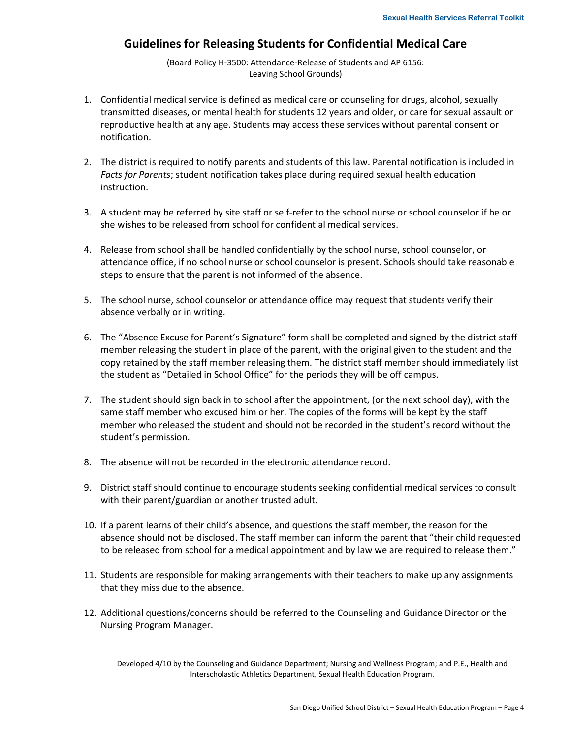# Guidelines for Releasing Students for Confidential Medical Care

(Board Policy H-3500: Attendance-Release of Students and AP 6156: Leaving School Grounds)

1. Confidential medical service is defined as medical care or counseling for drugs, alcohol, sexually transmitted diseases, or mental health for students 12 years and older, or care for sexual assault or reproductive health at any age. Students may access these services without parental consent or notification.

2. The district is required to notify parents and students of this law. Parental notification is included in *Facts for Parents*; student notification takes place during required sexual health education instruction.

3. A student may be referred by site staff or self-refer to the school nurse or school counselor if he or she wishes to be released from school for confidential medical services.

4. Release from school shall be handled confidentially by the school nurse, school counselor, or attendance office, if no school nurse or school counselor is present. Schools should take reasonable steps to ensure that the parent is not informed of the absence.

5. The school nurse, school counselor or attendance office may request that students verify their absence verbally or in writing.

6. The "Absence Excuse for Parent's Signature" form shall be completed and signed by the district staff member releasing the student in place of the parent, with the original given to the student and the copy retained by the staff member releasing them. The district staff member should immediately list the student as "Detailed in School Office" for the periods they will be off campus.

7. The student should sign back in to school after the appointment, (or the next school day), with the same staff member who excused him or her. The copies of the forms will be kept by the staff member who released the student and should not be recorded in the student's record without the student's permission.

8. The absence will not be recorded in the electronic attendance record.

9. District staff should continue to encourage students seeking confidential medical services to consult with their parent/guardian or another trusted adult.

10. If a parent learns of their child's absence, and questions the staff member, the reason for the absence should not be disclosed. The staff member can inform the parent that "their child requested to be released from school for a medical appointment and by law we are required to release them."

11. Students are responsible for making arrangements with their teachers to make up any assignments that they miss due to the absence.

12. Additional questions/concerns should be referred to the Counseling and Guidance Director or the Nursing Program Manager.

Developed 4/10 by the Counseling and Guidance Department; Nursing and Wellness Program; and P.E., Health and Interscholastic Athletics Department, Sexual Health Education Program.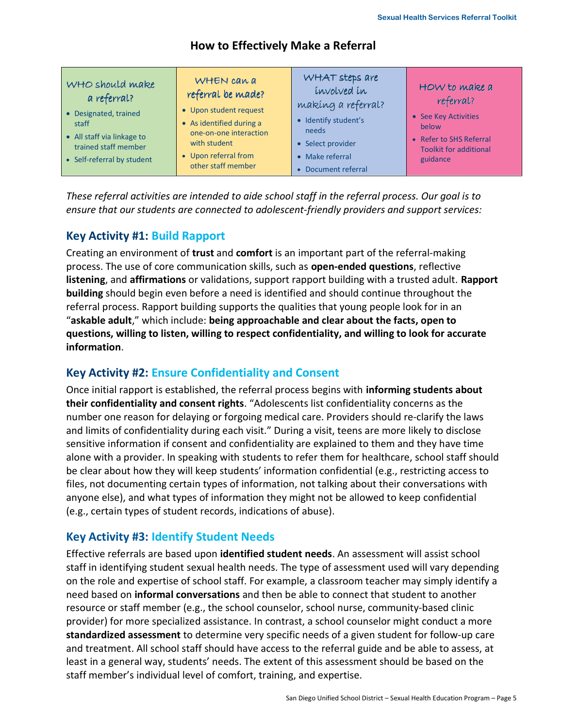## How to Effectively Make a Referral

| WHO should make a referral? | WHEN can a referral be made? | WHAT steps are involved in making a referral? | HOW to make a referral? |
|---|---|---|---|
| • Designated, trained staff<br>• All staff via linkage to trained staff member<br>• Self-referral by student | • Upon student request<br>• As identified during a one-on-one interaction with student<br>• Upon referral from other staff member | • Identify student's needs<br>• Select provider<br>• Make referral<br>• Document referral | • See Key Activities below<br>• Refer to SHS Referral Toolkit for additional guidance |

*These referral activities are intended to aide school staff in the referral process. Our goal is to ensure that our students are connected to adolescent-friendly providers and support services:*

### Key Activity #1: Build Rapport

Creating an environment of **trust** and **comfort** is an important part of the referral-making process. The use of core communication skills, such as **open-ended questions**, reflective **listening**, and **affirmations** or validations, support rapport building with a trusted adult. **Rapport building** should begin even before a need is identified and should continue throughout the referral process. Rapport building supports the qualities that young people look for in an "**askable adult**," which include: **being approachable and clear about the facts, open to questions, willing to listen, willing to respect confidentiality, and willing to look for accurate information**.

### Key Activity #2: Ensure Confidentiality and Consent

Once initial rapport is established, the referral process begins with **informing students about their confidentiality and consent rights**. "Adolescents list confidentiality concerns as the number one reason for delaying or forgoing medical care. Providers should re-clarify the laws and limits of confidentiality during each visit." During a visit, teens are more likely to disclose sensitive information if consent and confidentiality are explained to them and they have time alone with a provider. In speaking with students to refer them for healthcare, school staff should be clear about how they will keep students' information confidential (e.g., restricting access to files, not documenting certain types of information, not talking about their conversations with anyone else), and what types of information they might not be allowed to keep confidential (e.g., certain types of student records, indications of abuse).

### Key Activity #3: Identify Student Needs

Effective referrals are based upon **identified student needs**. An assessment will assist school staff in identifying student sexual health needs. The type of assessment used will vary depending on the role and expertise of school staff. For example, a classroom teacher may simply identify a need based on **informal conversations** and then be able to connect that student to another resource or staff member (e.g., the school counselor, school nurse, community-based clinic provider) for more specialized assistance. In contrast, a school counselor might conduct a more **standardized assessment** to determine very specific needs of a given student for follow-up care and treatment. All school staff should have access to the referral guide and be able to assess, at least in a general way, students' needs. The extent of this assessment should be based on the staff member's individual level of comfort, training, and expertise.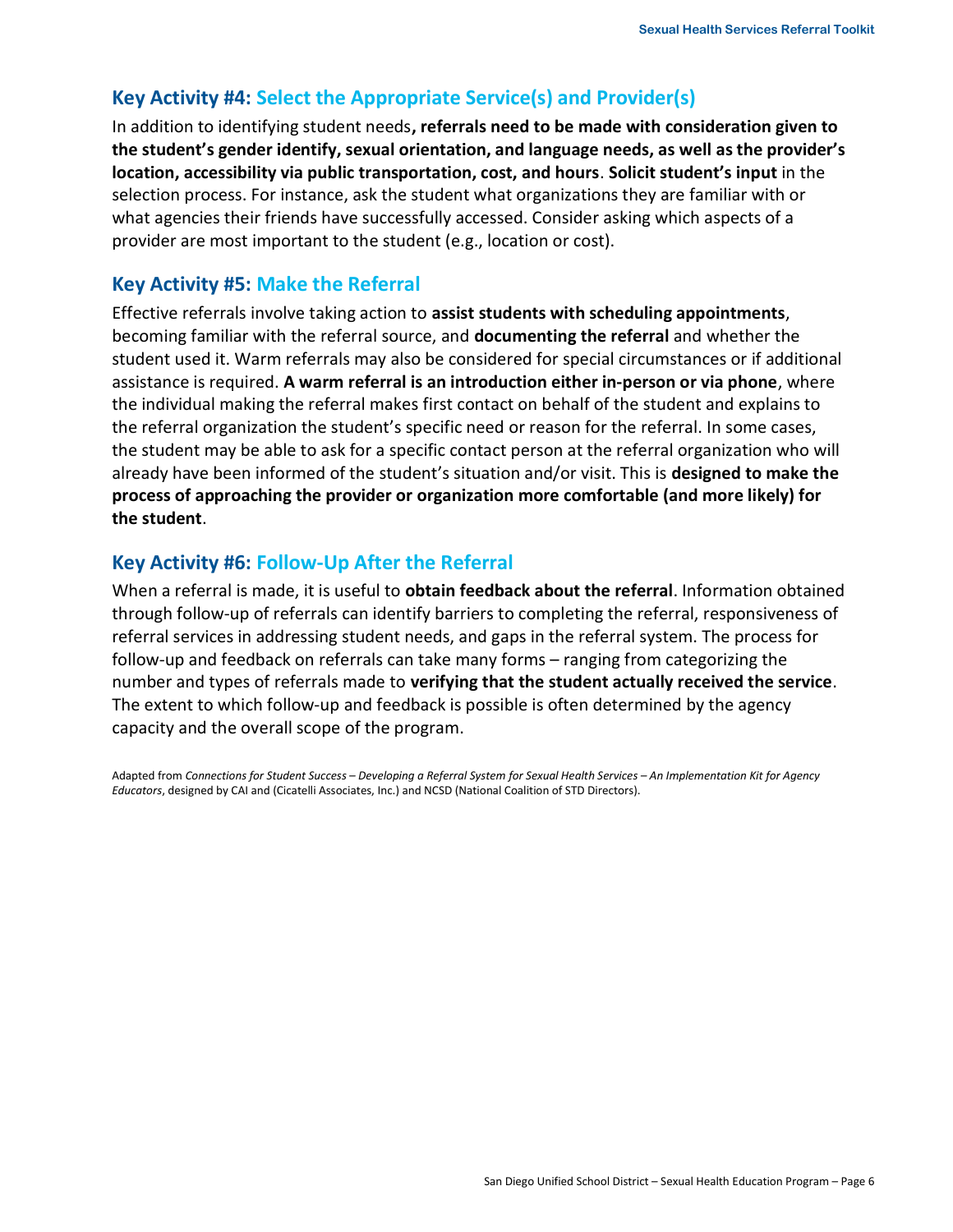## Key Activity #4: Select the Appropriate Service(s) and Provider(s)

In addition to identifying student needs**, referrals need to be made with consideration given to the student's gender identify, sexual orientation, and language needs, as well as the provider's location, accessibility via public transportation, cost, and hours**. **Solicit student's input** in the selection process. For instance, ask the student what organizations they are familiar with or what agencies their friends have successfully accessed. Consider asking which aspects of a provider are most important to the student (e.g., location or cost).

## Key Activity #5: Make the Referral

Effective referrals involve taking action to **assist students with scheduling appointments**, becoming familiar with the referral source, and **documenting the referral** and whether the student used it. Warm referrals may also be considered for special circumstances or if additional assistance is required. **A warm referral is an introduction either in-person or via phone**, where the individual making the referral makes first contact on behalf of the student and explains to the referral organization the student's specific need or reason for the referral. In some cases, the student may be able to ask for a specific contact person at the referral organization who will already have been informed of the student's situation and/or visit. This is **designed to make the process of approaching the provider or organization more comfortable (and more likely) for the student**.

## Key Activity #6: Follow-Up After the Referral

When a referral is made, it is useful to **obtain feedback about the referral**. Information obtained through follow-up of referrals can identify barriers to completing the referral, responsiveness of referral services in addressing student needs, and gaps in the referral system. The process for follow-up and feedback on referrals can take many forms – ranging from categorizing the number and types of referrals made to **verifying that the student actually received the service**. The extent to which follow-up and feedback is possible is often determined by the agency capacity and the overall scope of the program.

Adapted from *Connections for Student Success – Developing a Referral System for Sexual Health Services – An Implementation Kit for Agency Educators*, designed by CAI and (Cicatelli Associates, Inc.) and NCSD (National Coalition of STD Directors).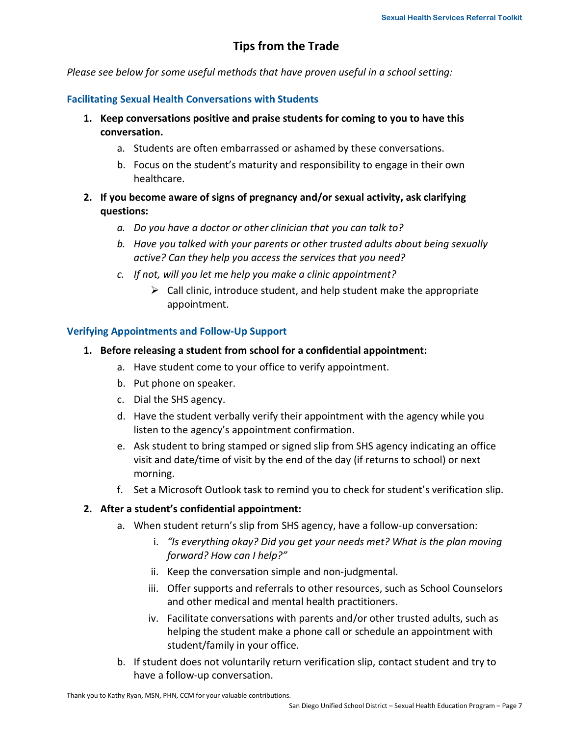# Tips from the Trade

*Please see below for some useful methods that have proven useful in a school setting:*

### Facilitating Sexual Health Conversations with Students

1. **Keep conversations positive and praise students for coming to you to have this conversation.**
   a. Students are often embarrassed or ashamed by these conversations.
   b. Focus on the student's maturity and responsibility to engage in their own healthcare.
2. **If you become aware of signs of pregnancy and/or sexual activity, ask clarifying questions:**
   a. *Do you have a doctor or other clinician that you can talk to?*
   b. *Have you talked with your parents or other trusted adults about being sexually active? Can they help you access the services that you need?*
   c. *If not, will you let me help you make a clinic appointment?*
      - Call clinic, introduce student, and help student make the appropriate appointment.

### Verifying Appointments and Follow-Up Support

1. **Before releasing a student from school for a confidential appointment:**
   a. Have student come to your office to verify appointment.
   b. Put phone on speaker.
   c. Dial the SHS agency.
   d. Have the student verbally verify their appointment with the agency while you listen to the agency's appointment confirmation.
   e. Ask student to bring stamped or signed slip from SHS agency indicating an office visit and date/time of visit by the end of the day (if returns to school) or next morning.
   f. Set a Microsoft Outlook task to remind you to check for student's verification slip.
2. **After a student's confidential appointment:**
   a. When student return's slip from SHS agency, have a follow-up conversation:
      i. *"Is everything okay? Did you get your needs met? What is the plan moving forward? How can I help?"*
      ii. Keep the conversation simple and non-judgmental.
      iii. Offer supports and referrals to other resources, such as School Counselors and other medical and mental health practitioners.
      iv. Facilitate conversations with parents and/or other trusted adults, such as helping the student make a phone call or schedule an appointment with student/family in your office.
   b. If student does not voluntarily return verification slip, contact student and try to have a follow-up conversation.

Thank you to Kathy Ryan, MSN, PHN, CCM for your valuable contributions.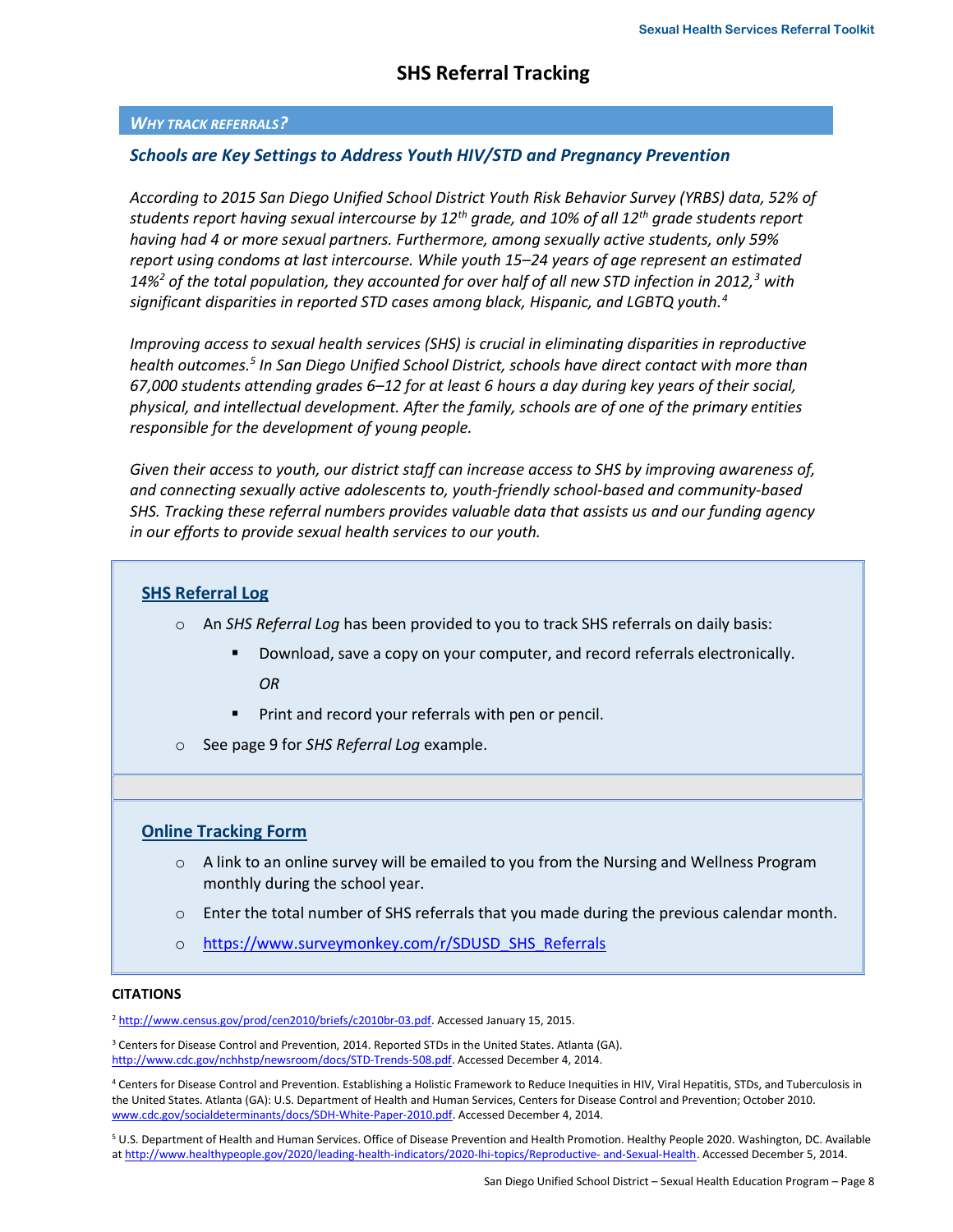# SHS Referral Tracking

## *WHY TRACK REFERRALS?*

### *Schools are Key Settings to Address Youth HIV/STD and Pregnancy Prevention*

*According to 2015 San Diego Unified School District Youth Risk Behavior Survey (YRBS) data, 52% of students report having sexual intercourse by 12th grade, and 10% of all 12th grade students report having had 4 or more sexual partners. Furthermore, among sexually active students, only 59% report using condoms at last intercourse. While youth 15–24 years of age represent an estimated 14%[2] of the total population, they accounted for over half of all new STD infection in 2012,[3] with significant disparities in reported STD cases among black, Hispanic, and LGBTQ youth.[4]*

*Improving access to sexual health services (SHS) is crucial in eliminating disparities in reproductive health outcomes.[5] In San Diego Unified School District, schools have direct contact with more than 67,000 students attending grades 6–12 for at least 6 hours a day during key years of their social, physical, and intellectual development. After the family, schools are of one of the primary entities responsible for the development of young people.*

*Given their access to youth, our district staff can increase access to SHS by improving awareness of, and connecting sexually active adolescents to, youth-friendly school-based and community-based SHS. Tracking these referral numbers provides valuable data that assists us and our funding agency in our efforts to provide sexual health services to our youth.*

### SHS Referral Log

- An *SHS Referral Log* has been provided to you to track SHS referrals on daily basis:
  - Download, save a copy on your computer, and record referrals electronically.

    *OR*
  - Print and record your referrals with pen or pencil.
- See page 9 for *SHS Referral Log* example.

### Online Tracking Form

- A link to an online survey will be emailed to you from the Nursing and Wellness Program monthly during the school year.
- Enter the total number of SHS referrals that you made during the previous calendar month.
- https://www.surveymonkey.com/r/SDUSD_SHS_Referrals

**CITATIONS**

[2] http://www.census.gov/prod/cen2010/briefs/c2010br-03.pdf. Accessed January 15, 2015.

[3] Centers for Disease Control and Prevention, 2014. Reported STDs in the United States. Atlanta (GA). http://www.cdc.gov/nchhstp/newsroom/docs/STD-Trends-508.pdf. Accessed December 4, 2014.

[4] Centers for Disease Control and Prevention. Establishing a Holistic Framework to Reduce Inequities in HIV, Viral Hepatitis, STDs, and Tuberculosis in the United States. Atlanta (GA): U.S. Department of Health and Human Services, Centers for Disease Control and Prevention; October 2010. www.cdc.gov/socialdeterminants/docs/SDH-White-Paper-2010.pdf. Accessed December 4, 2014.

[5] U.S. Department of Health and Human Services. Office of Disease Prevention and Health Promotion. Healthy People 2020. Washington, DC. Available at http://www.healthypeople.gov/2020/leading-health-indicators/2020-lhi-topics/Reproductive- and-Sexual-Health. Accessed December 5, 2014.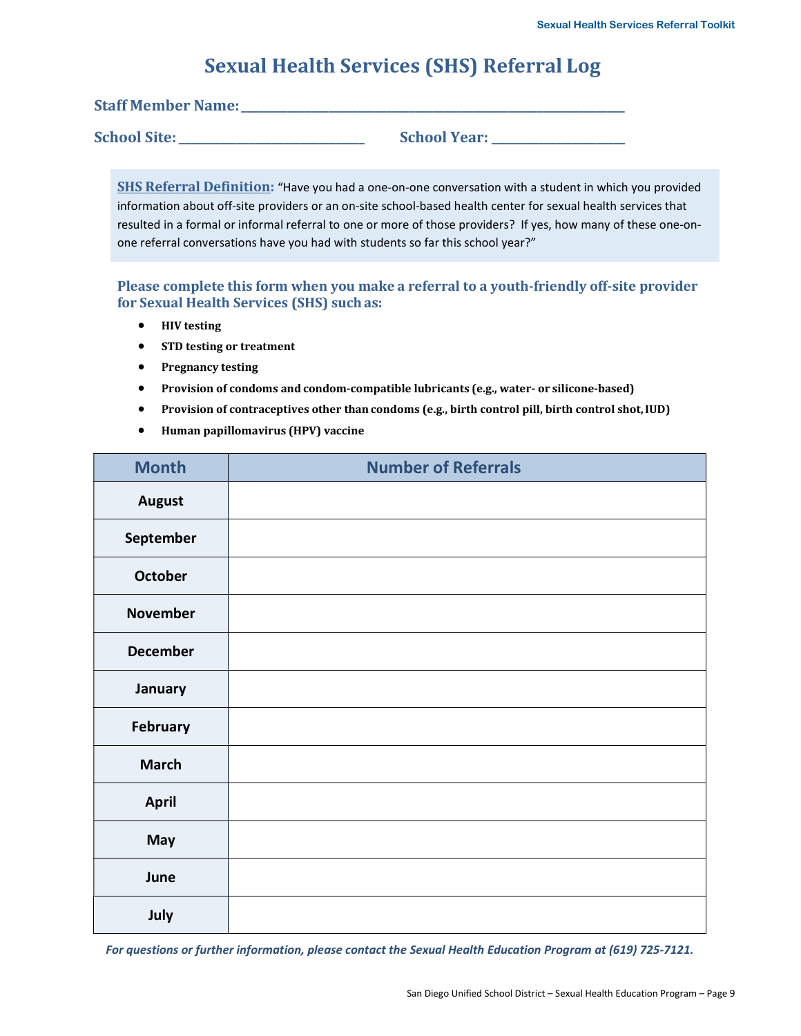# Sexual Health Services (SHS) Referral Log

**Staff Member Name:** ______________________________________________

**School Site:** ______________________ **School Year:** ________________

**SHS Referral Definition:** "Have you had a one-on-one conversation with a student in which you provided information about off-site providers or an on-site school-based health center for sexual health services that resulted in a formal or informal referral to one or more of those providers? If yes, how many of these one-on-one referral conversations have you had with students so far this school year?"

### Please complete this form when you make a referral to a youth-friendly off-site provider for Sexual Health Services (SHS) such as:

- **HIV testing**
- **STD testing or treatment**
- **Pregnancy testing**
- **Provision of condoms and condom-compatible lubricants (e.g., water- or silicone-based)**
- **Provision of contraceptives other than condoms (e.g., birth control pill, birth control shot, IUD)**
- **Human papillomavirus (HPV) vaccine**

| Month | Number of Referrals |
|---|---|
| **August** | |
| **September** | |
| **October** | |
| **November** | |
| **December** | |
| **January** | |
| **February** | |
| **March** | |
| **April** | |
| **May** | |
| **June** | |
| **July** | |

***For questions or further information, please contact the Sexual Health Education Program at (619) 725-7121.***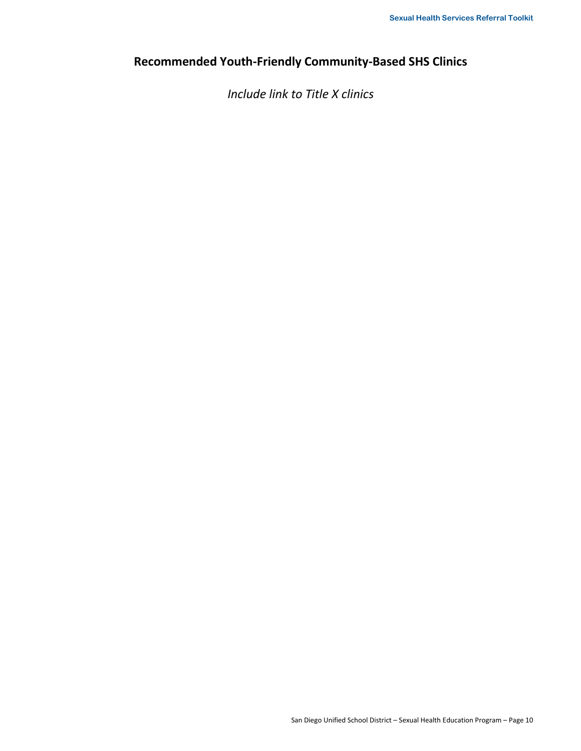## Recommended Youth-Friendly Community-Based SHS Clinics

*Include link to Title X clinics*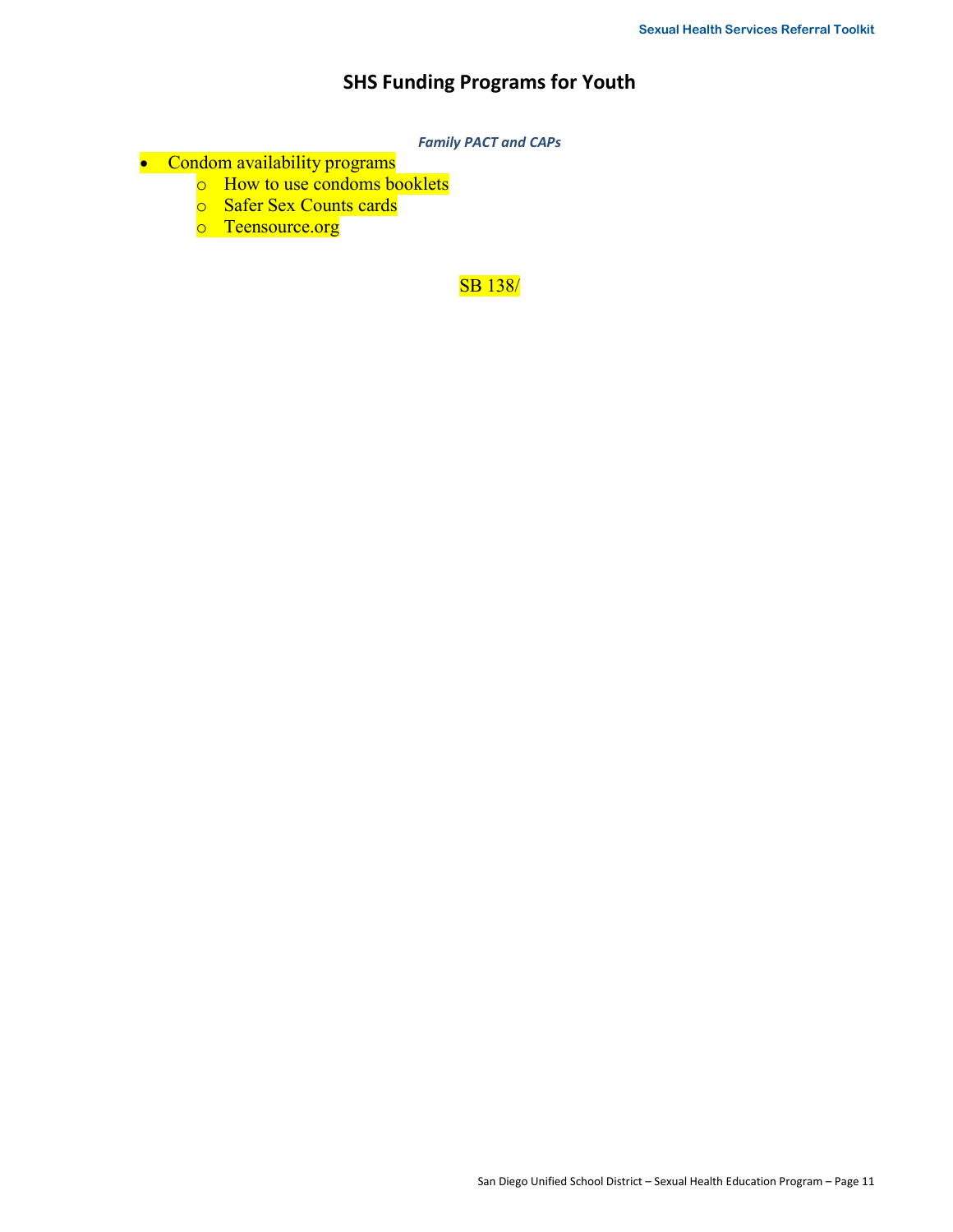# SHS Funding Programs for Youth

***Family PACT and CAPs***

- Condom availability programs
  - How to use condoms booklets
  - Safer Sex Counts cards
  - Teensource.org

SB 138/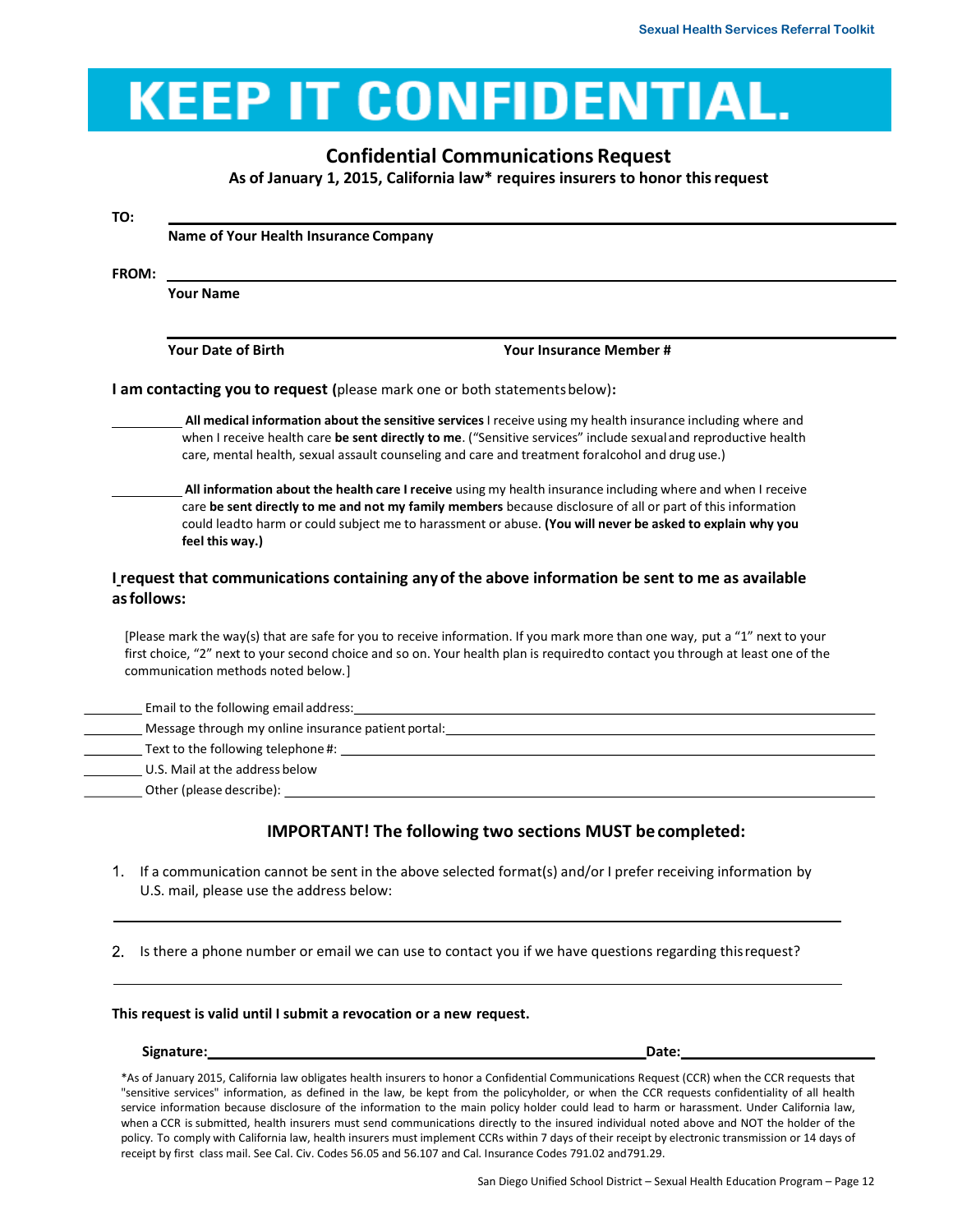# KEEP IT CONFIDENTIAL.

## Confidential Communications Request

**As of January 1, 2015, California law* requires insurers to honor this request**

**TO:** ______________________________

**Name of Your Health Insurance Company**

**FROM:** ______________________________

**Your Name**

______________________________

**Your Date of Birth** **Your Insurance Member #**

**I am contacting you to request (**please mark one or both statements below)**:**

__________ **All medical information about the sensitive services** I receive using my health insurance including where and when I receive health care **be sent directly to me**. ("Sensitive services" include sexual and reproductive health care, mental health, sexual assault counseling and care and treatment for alcohol and drug use.)

__________ **All information about the health care I receive** using my health insurance including where and when I receive care **be sent directly to me and not my family members** because disclosure of all or part of this information could lead to harm or could subject me to harassment or abuse. **(You will never be asked to explain why you feel this way.)**

**I request that communications containing any of the above information be sent to me as available as follows:**

[Please mark the way(s) that are safe for you to receive information. If you mark more than one way, put a "1" next to your first choice, "2" next to your second choice and so on. Your health plan is required to contact you through at least one of the communication methods noted below.]

________ Email to the following email address: ______________________________

________ Message through my online insurance patient portal: ______________________________

________ Text to the following telephone #: ______________________________

________ U.S. Mail at the address below

________ Other (please describe): ______________________________

### IMPORTANT! The following two sections MUST be completed:

1. If a communication cannot be sent in the above selected format(s) and/or I prefer receiving information by U.S. mail, please use the address below:

______________________________

2. Is there a phone number or email we can use to contact you if we have questions regarding this request?

______________________________

**This request is valid until I submit a revocation or a new request.**

**Signature:**______________________________ **Date:**______________

*As of January 2015, California law obligates health insurers to honor a Confidential Communications Request (CCR) when the CCR requests that "sensitive services" information, as defined in the law, be kept from the policyholder, or when the CCR requests confidentiality of all health service information because disclosure of the information to the main policy holder could lead to harm or harassment. Under California law, when a CCR is submitted, health insurers must send communications directly to the insured individual noted above and NOT the holder of the policy. To comply with California law, health insurers must implement CCRs within 7 days of their receipt by electronic transmission or 14 days of receipt by first class mail. See Cal. Civ. Codes 56.05 and 56.107 and Cal. Insurance Codes 791.02 and 791.29.